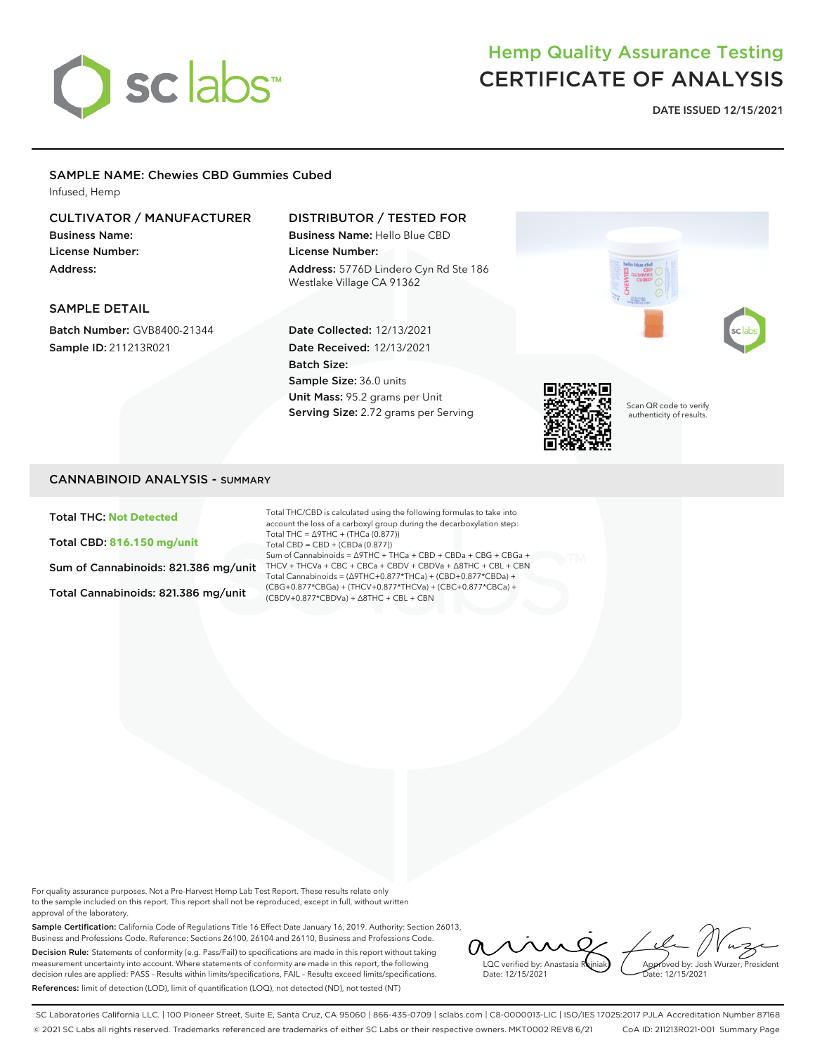sc labs

# Hemp Quality Assurance Testing
# CERTIFICATE OF ANALYSIS

**DATE ISSUED 12/15/2021**

## SAMPLE NAME: Chewies CBD Gummies Cubed

Infused, Hemp

### CULTIVATOR / MANUFACTURER

**Business Name:**
**License Number:**
**Address:**

### DISTRIBUTOR / TESTED FOR

**Business Name:** Hello Blue CBD
**License Number:**
**Address:** 5776D Lindero Cyn Rd Ste 186 Westlake Village CA 91362

### SAMPLE DETAIL

**Batch Number:** GVB8400-21344
**Sample ID:** 211213R021

**Date Collected:** 12/13/2021
**Date Received:** 12/13/2021
**Batch Size:**
**Sample Size:** 36.0 units
**Unit Mass:** 95.2 grams per Unit
**Serving Size:** 2.72 grams per Serving

Scan QR code to verify authenticity of results.

## CANNABINOID ANALYSIS - SUMMARY

**Total THC: Not Detected**

**Total CBD: 816.150 mg/unit**

**Sum of Cannabinoids: 821.386 mg/unit**

**Total Cannabinoids: 821.386 mg/unit**

Total THC/CBD is calculated using the following formulas to take into account the loss of a carboxyl group during the decarboxylation step:
Total THC = Δ9THC + (THCa (0.877))
Total CBD = CBD + (CBDa (0.877))
Sum of Cannabinoids = Δ9THC + THCa + CBD + CBDa + CBG + CBGa + THCV + THCVa + CBC + CBCa + CBDV + CBDVa + Δ8THC + CBL + CBN
Total Cannabinoids = (Δ9THC+0.877*THCa) + (CBD+0.877*CBDa) + (CBG+0.877*CBGa) + (THCV+0.877*THCVa) + (CBC+0.877*CBCa) + (CBDV+0.877*CBDVa) + Δ8THC + CBL + CBN

For quality assurance purposes. Not a Pre-Harvest Hemp Lab Test Report. These results relate only to the sample included on this report. This report shall not be reproduced, except in full, without written approval of the laboratory.

**Sample Certification:** California Code of Regulations Title 16 Effect Date January 16, 2019. Authority: Section 26013, Business and Professions Code. Reference: Sections 26100, 26104 and 26110, Business and Professions Code.

**Decision Rule:** Statements of conformity (e.g. Pass/Fail) to specifications are made in this report without taking measurement uncertainty into account. Where statements of conformity are made in this report, the following decision rules are applied: PASS – Results within limits/specifications, FAIL – Results exceed limits/specifications.

**References:** limit of detection (LOD), limit of quantification (LOQ), not detected (ND), not tested (NT)

LQC verified by: Anastasia Rojniak
Date: 12/15/2021

Approved by: Josh Wurzer, President
Date: 12/15/2021

SC Laboratories California LLC. | 100 Pioneer Street, Suite E, Santa Cruz, CA 95060 | 866-435-0709 | sclabs.com | C8-0000013-LIC | ISO/IES 17025:2017 PJLA Accreditation Number 87168
© 2021 SC Labs all rights reserved. Trademarks referenced are trademarks of either SC Labs or their respective owners. MKT0002 REV8 6/21 CoA ID: 211213R021-001 Summary Page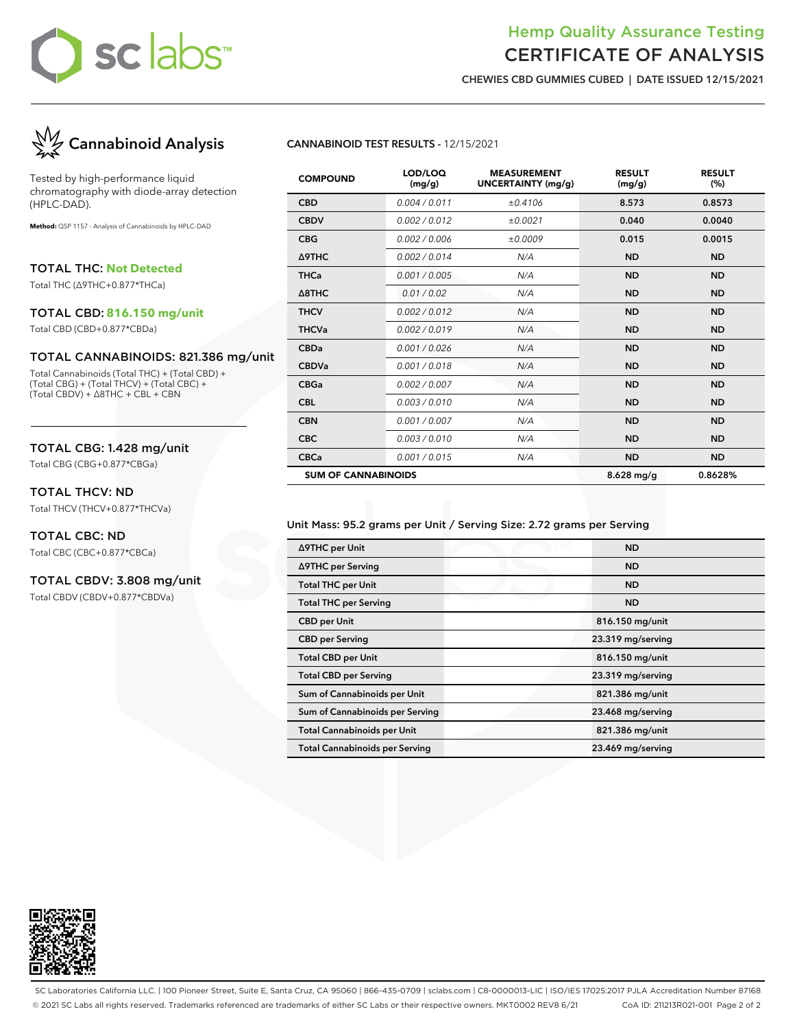# Hemp Quality Assurance Testing
# CERTIFICATE OF ANALYSIS

**CHEWIES CBD GUMMIES CUBED | DATE ISSUED 12/15/2021**

## Cannabinoid Analysis

Tested by high-performance liquid chromatography with diode-array detection (HPLC-DAD).

**Method:** QSP 1157 - Analysis of Cannabinoids by HPLC-DAD

### TOTAL THC: Not Detected

Total THC (Δ9THC+0.877*THCa)

### TOTAL CBD: 816.150 mg/unit

Total CBD (CBD+0.877*CBDa)

### TOTAL CANNABINOIDS: 821.386 mg/unit

Total Cannabinoids (Total THC) + (Total CBD) + (Total CBG) + (Total THCV) + (Total CBC) + (Total CBDV) + Δ8THC + CBL + CBN

### TOTAL CBG: 1.428 mg/unit

Total CBG (CBG+0.877*CBGa)

### TOTAL THCV: ND

Total THCV (THCV+0.877*THCVa)

### TOTAL CBC: ND

Total CBC (CBC+0.877*CBCa)

### TOTAL CBDV: 3.808 mg/unit

Total CBDV (CBDV+0.877*CBDVa)

**CANNABINOID TEST RESULTS** - 12/15/2021

| COMPOUND | LOD/LOQ (mg/g) | MEASUREMENT UNCERTAINTY (mg/g) | RESULT (mg/g) | RESULT (%) |
|---|---|---|---|---|
| CBD | 0.004 / 0.011 | ±0.4106 | 8.573 | 0.8573 |
| CBDV | 0.002 / 0.012 | ±0.0021 | 0.040 | 0.0040 |
| CBG | 0.002 / 0.006 | ±0.0009 | 0.015 | 0.0015 |
| Δ9THC | 0.002 / 0.014 | N/A | ND | ND |
| THCa | 0.001 / 0.005 | N/A | ND | ND |
| Δ8THC | 0.01 / 0.02 | N/A | ND | ND |
| THCV | 0.002 / 0.012 | N/A | ND | ND |
| THCVa | 0.002 / 0.019 | N/A | ND | ND |
| CBDa | 0.001 / 0.026 | N/A | ND | ND |
| CBDVa | 0.001 / 0.018 | N/A | ND | ND |
| CBGa | 0.002 / 0.007 | N/A | ND | ND |
| CBL | 0.003 / 0.010 | N/A | ND | ND |
| CBN | 0.001 / 0.007 | N/A | ND | ND |
| CBC | 0.003 / 0.010 | N/A | ND | ND |
| CBCa | 0.001 / 0.015 | N/A | ND | ND |
| **SUM OF CANNABINOIDS** | | | 8.628 mg/g | 0.8628% |

Unit Mass: 95.2 grams per Unit / Serving Size: 2.72 grams per Serving

| | |
|---|---|
| Δ9THC per Unit | ND |
| Δ9THC per Serving | ND |
| Total THC per Unit | ND |
| Total THC per Serving | ND |
| CBD per Unit | 816.150 mg/unit |
| CBD per Serving | 23.319 mg/serving |
| Total CBD per Unit | 816.150 mg/unit |
| Total CBD per Serving | 23.319 mg/serving |
| Sum of Cannabinoids per Unit | 821.386 mg/unit |
| Sum of Cannabinoids per Serving | 23.468 mg/serving |
| Total Cannabinoids per Unit | 821.386 mg/unit |
| Total Cannabinoids per Serving | 23.469 mg/serving |

SC Laboratories California LLC. | 100 Pioneer Street, Suite E, Santa Cruz, CA 95060 | 866-435-0709 | sclabs.com | C8-0000013-LIC | ISO/IES 17025:2017 PJLA Accreditation Number 87168
© 2021 SC Labs all rights reserved. Trademarks referenced are trademarks of either SC Labs or their respective owners. MKT0002 REV8 6/21 CoA ID: 211213R021-001